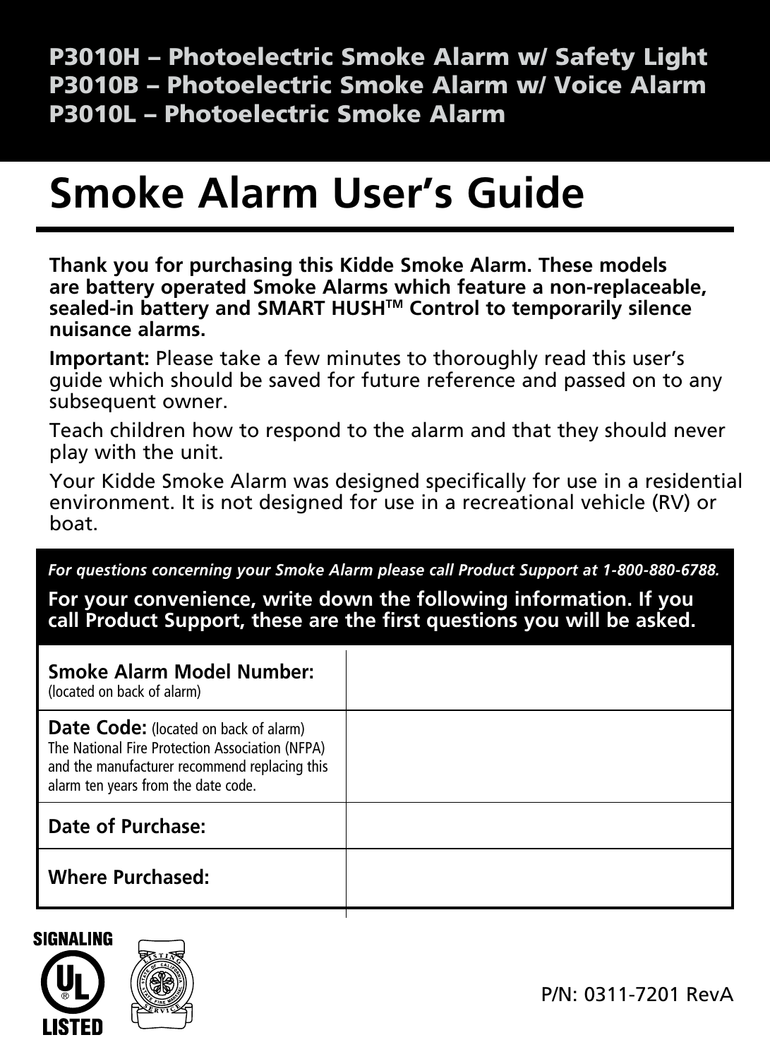**P3010H – Photoelectric Smoke Alarm w/ Safety Light**
**P3010B – Photoelectric Smoke Alarm w/ Voice Alarm**
**P3010L – Photoelectric Smoke Alarm**

# Smoke Alarm User's Guide

**Thank you for purchasing this Kidde Smoke Alarm. These models are battery operated Smoke Alarms which feature a non-replaceable, sealed-in battery and SMART HUSH™ Control to temporarily silence nuisance alarms.**

**Important:** Please take a few minutes to thoroughly read this user's guide which should be saved for future reference and passed on to any subsequent owner.

Teach children how to respond to the alarm and that they should never play with the unit.

Your Kidde Smoke Alarm was designed specifically for use in a residential environment. It is not designed for use in a recreational vehicle (RV) or boat.

*For questions concerning your Smoke Alarm please call Product Support at 1-800-880-6788.*

**For your convenience, write down the following information. If you call Product Support, these are the first questions you will be asked.**

| | |
|---|---|
| **Smoke Alarm Model Number:** (located on back of alarm) | |
| **Date Code:** (located on back of alarm) The National Fire Protection Association (NFPA) and the manufacturer recommend replacing this alarm ten years from the date code. | |
| **Date of Purchase:** | |
| **Where Purchased:** | |

SIGNALING UL LISTED

LISTING SERVICE STATE OF CALIFORNIA STATE FIRE MARSHAL

P/N: 0311-7201 RevA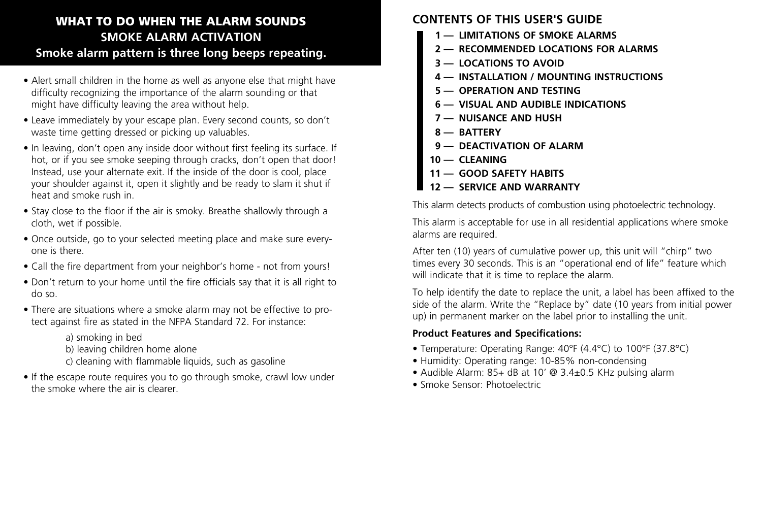## WHAT TO DO WHEN THE ALARM SOUNDS

### SMOKE ALARM ACTIVATION

**Smoke alarm pattern is three long beeps repeating.**

- Alert small children in the home as well as anyone else that might have difficulty recognizing the importance of the alarm sounding or that might have difficulty leaving the area without help.
- Leave immediately by your escape plan. Every second counts, so don't waste time getting dressed or picking up valuables.
- In leaving, don't open any inside door without first feeling its surface. If hot, or if you see smoke seeping through cracks, don't open that door! Instead, use your alternate exit. If the inside of the door is cool, place your shoulder against it, open it slightly and be ready to slam it shut if heat and smoke rush in.
- Stay close to the floor if the air is smoky. Breathe shallowly through a cloth, wet if possible.
- Once outside, go to your selected meeting place and make sure everyone is there.
- Call the fire department from your neighbor's home - not from yours!
- Don't return to your home until the fire officials say that it is all right to do so.
- There are situations where a smoke alarm may not be effective to protect against fire as stated in the NFPA Standard 72. For instance:

  a) smoking in bed
  b) leaving children home alone
  c) cleaning with flammable liquids, such as gasoline
- If the escape route requires you to go through smoke, crawl low under the smoke where the air is clearer.

## CONTENTS OF THIS USER'S GUIDE

**1 — LIMITATIONS OF SMOKE ALARMS**
**2 — RECOMMENDED LOCATIONS FOR ALARMS**
**3 — LOCATIONS TO AVOID**
**4 — INSTALLATION / MOUNTING INSTRUCTIONS**
**5 — OPERATION AND TESTING**
**6 — VISUAL AND AUDIBLE INDICATIONS**
**7 — NUISANCE AND HUSH**
**8 — BATTERY**
**9 — DEACTIVATION OF ALARM**
**10 — CLEANING**
**11 — GOOD SAFETY HABITS**
**12 — SERVICE AND WARRANTY**

This alarm detects products of combustion using photoelectric technology.

This alarm is acceptable for use in all residential applications where smoke alarms are required.

After ten (10) years of cumulative power up, this unit will "chirp" two times every 30 seconds. This is an "operational end of life" feature which will indicate that it is time to replace the alarm.

To help identify the date to replace the unit, a label has been affixed to the side of the alarm. Write the "Replace by" date (10 years from initial power up) in permanent marker on the label prior to installing the unit.

**Product Features and Specifications:**

- Temperature: Operating Range: 40°F (4.4°C) to 100°F (37.8°C)
- Humidity: Operating range: 10-85% non-condensing
- Audible Alarm: 85+ dB at 10' @ 3.4±0.5 KHz pulsing alarm
- Smoke Sensor: Photoelectric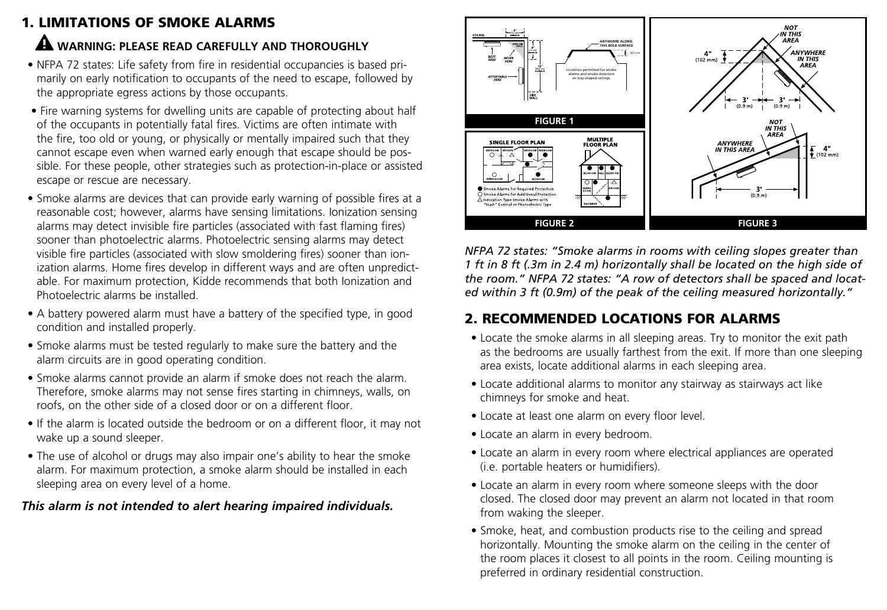## 1. LIMITATIONS OF SMOKE ALARMS

### WARNING: PLEASE READ CAREFULLY AND THOROUGHLY

- NFPA 72 states: Life safety from fire in residential occupancies is based primarily on early notification to occupants of the need to escape, followed by the appropriate egress actions by those occupants.
- Fire warning systems for dwelling units are capable of protecting about half of the occupants in potentially fatal fires. Victims are often intimate with the fire, too old or young, or physically or mentally impaired such that they cannot escape even when warned early enough that escape should be possible. For these people, other strategies such as protection-in-place or assisted escape or rescue are necessary.
- Smoke alarms are devices that can provide early warning of possible fires at a reasonable cost; however, alarms have sensing limitations. Ionization sensing alarms may detect invisible fire particles (associated with fast flaming fires) sooner than photoelectric alarms. Photoelectric sensing alarms may detect visible fire particles (associated with slow smoldering fires) sooner than ionization alarms. Home fires develop in different ways and are often unpredictable. For maximum protection, Kidde recommends that both Ionization and Photoelectric alarms be installed.
- A battery powered alarm must have a battery of the specified type, in good condition and installed properly.
- Smoke alarms must be tested regularly to make sure the battery and the alarm circuits are in good operating condition.
- Smoke alarms cannot provide an alarm if smoke does not reach the alarm. Therefore, smoke alarms may not sense fires starting in chimneys, walls, on roofs, on the other side of a closed door or on a different floor.
- If the alarm is located outside the bedroom or on a different floor, it may not wake up a sound sleeper.
- The use of alcohol or drugs may also impair one's ability to hear the smoke alarm. For maximum protection, a smoke alarm should be installed in each sleeping area on every level of a home.

***This alarm is not intended to alert hearing impaired individuals.***

CEILING
4" (102 mm) MINIMUM
DEAD AIR SPACE
4" (102 mm) MINIMUM
BEST HERE
NEVER HERE
12" (305 mm) MAXIMUM
ACCEPTABLE HERE
SIDE WALL
ANYWHERE ALONG THIS BOLD SURFACE
30.5 cm
Locations permitted for smoke alarms and smoke detectors on tray-shaped ceilings.

FIGURE 1

SINGLE FLOOR PLAN
BEDROOM KITCHEN BEDROOM BEDROOM
LIVING ROOM BEDROOM
● Smoke Alarms for Required Protection
○ Smoke Alarms for Additional Protection
△ Ionization Type Smoke Alarms with "Hush" Control or Photoelectric Type

MULTIPLE FLOOR PLAN
BEDROOM HALL BEDROOM
LIVING ROOM KITCHEN
BASEMENT

FIGURE 2

NOT IN THIS AREA
ANYWHERE IN THIS AREA
4" (102 mm)
3' (0.9 m)
3' (0.9 m)
NOT IN THIS AREA
ANYWHERE IN THIS AREA
4" (102 mm)
3' (0.9 m)

FIGURE 3

*NFPA 72 states: "Smoke alarms in rooms with ceiling slopes greater than 1 ft in 8 ft (.3m in 2.4 m) horizontally shall be located on the high side of the room." NFPA 72 states: "A row of detectors shall be spaced and located within 3 ft (0.9m) of the peak of the ceiling measured horizontally."*

## 2. RECOMMENDED LOCATIONS FOR ALARMS

- Locate the smoke alarms in all sleeping areas. Try to monitor the exit path as the bedrooms are usually farthest from the exit. If more than one sleeping area exists, locate additional alarms in each sleeping area.
- Locate additional alarms to monitor any stairway as stairways act like chimneys for smoke and heat.
- Locate at least one alarm on every floor level.
- Locate an alarm in every bedroom.
- Locate an alarm in every room where electrical appliances are operated (i.e. portable heaters or humidifiers).
- Locate an alarm in every room where someone sleeps with the door closed. The closed door may prevent an alarm not located in that room from waking the sleeper.
- Smoke, heat, and combustion products rise to the ceiling and spread horizontally. Mounting the smoke alarm on the ceiling in the center of the room places it closest to all points in the room. Ceiling mounting is preferred in ordinary residential construction.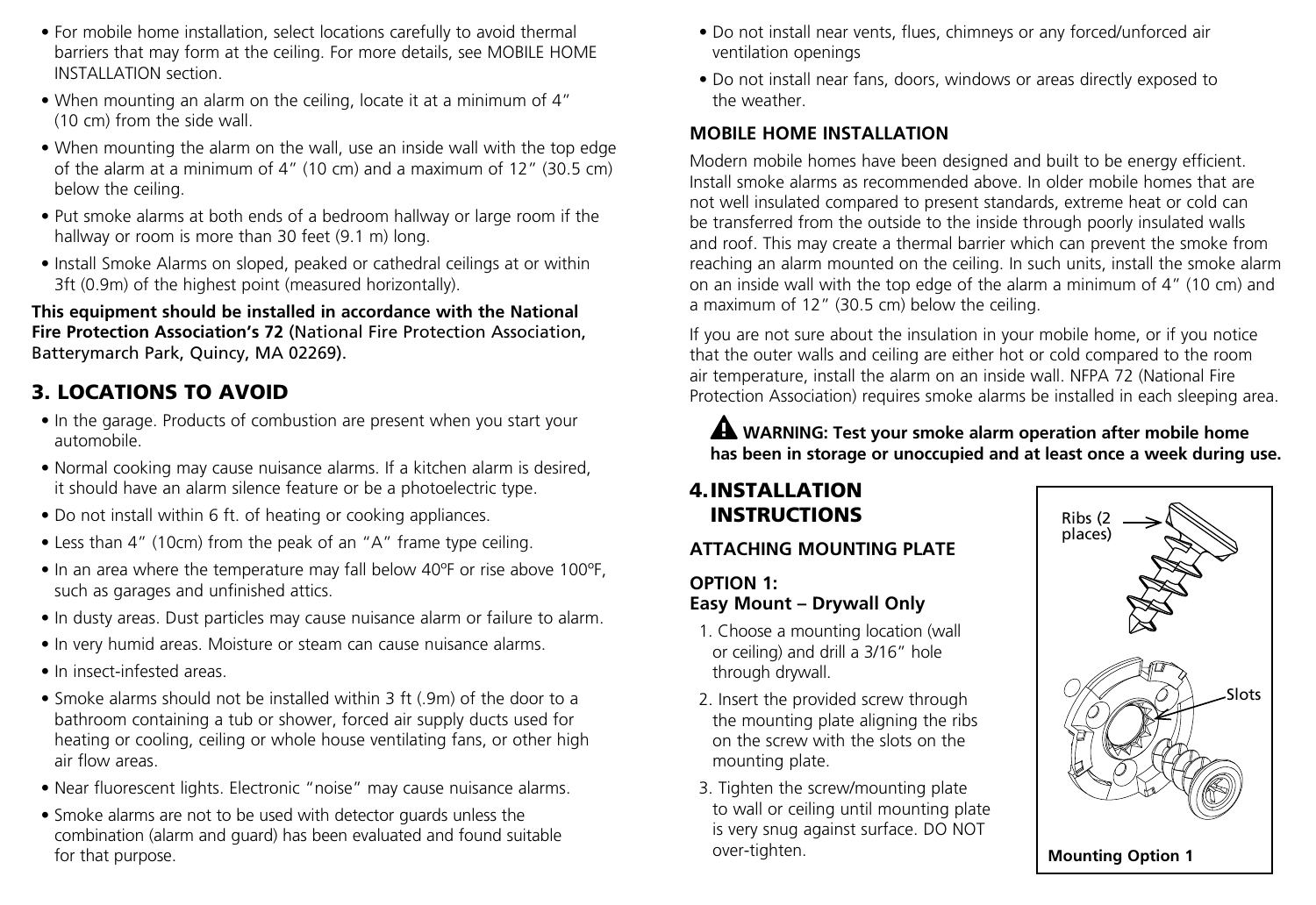- For mobile home installation, select locations carefully to avoid thermal barriers that may form at the ceiling. For more details, see MOBILE HOME INSTALLATION section.
- When mounting an alarm on the ceiling, locate it at a minimum of 4" (10 cm) from the side wall.
- When mounting the alarm on the wall, use an inside wall with the top edge of the alarm at a minimum of 4" (10 cm) and a maximum of 12" (30.5 cm) below the ceiling.
- Put smoke alarms at both ends of a bedroom hallway or large room if the hallway or room is more than 30 feet (9.1 m) long.
- Install Smoke Alarms on sloped, peaked or cathedral ceilings at or within 3ft (0.9m) of the highest point (measured horizontally).

**This equipment should be installed in accordance with the National Fire Protection Association's 72 (National Fire Protection Association, Batterymarch Park, Quincy, MA 02269).**

## 3. LOCATIONS TO AVOID

- In the garage. Products of combustion are present when you start your automobile.
- Normal cooking may cause nuisance alarms. If a kitchen alarm is desired, it should have an alarm silence feature or be a photoelectric type.
- Do not install within 6 ft. of heating or cooking appliances.
- Less than 4" (10cm) from the peak of an "A" frame type ceiling.
- In an area where the temperature may fall below 40ºF or rise above 100ºF, such as garages and unfinished attics.
- In dusty areas. Dust particles may cause nuisance alarm or failure to alarm.
- In very humid areas. Moisture or steam can cause nuisance alarms.
- In insect-infested areas.
- Smoke alarms should not be installed within 3 ft (.9m) of the door to a bathroom containing a tub or shower, forced air supply ducts used for heating or cooling, ceiling or whole house ventilating fans, or other high air flow areas.
- Near fluorescent lights. Electronic "noise" may cause nuisance alarms.
- Smoke alarms are not to be used with detector guards unless the combination (alarm and guard) has been evaluated and found suitable for that purpose.
- Do not install near vents, flues, chimneys or any forced/unforced air ventilation openings
- Do not install near fans, doors, windows or areas directly exposed to the weather.

### MOBILE HOME INSTALLATION

Modern mobile homes have been designed and built to be energy efficient. Install smoke alarms as recommended above. In older mobile homes that are not well insulated compared to present standards, extreme heat or cold can be transferred from the outside to the inside through poorly insulated walls and roof. This may create a thermal barrier which can prevent the smoke from reaching an alarm mounted on the ceiling. In such units, install the smoke alarm on an inside wall with the top edge of the alarm a minimum of 4" (10 cm) and a maximum of 12" (30.5 cm) below the ceiling.

If you are not sure about the insulation in your mobile home, or if you notice that the outer walls and ceiling are either hot or cold compared to the room air temperature, install the alarm on an inside wall. NFPA 72 (National Fire Protection Association) requires smoke alarms be installed in each sleeping area.

**⚠ WARNING: Test your smoke alarm operation after mobile home has been in storage or unoccupied and at least once a week during use.**

## 4. INSTALLATION INSTRUCTIONS

### ATTACHING MOUNTING PLATE

**OPTION 1:**
**Easy Mount – Drywall Only**

1. Choose a mounting location (wall or ceiling) and drill a 3/16" hole through drywall.
2. Insert the provided screw through the mounting plate aligning the ribs on the screw with the slots on the mounting plate.
3. Tighten the screw/mounting plate to wall or ceiling until mounting plate is very snug against surface. DO NOT over-tighten.

Ribs (2 places)

Slots

**Mounting Option 1**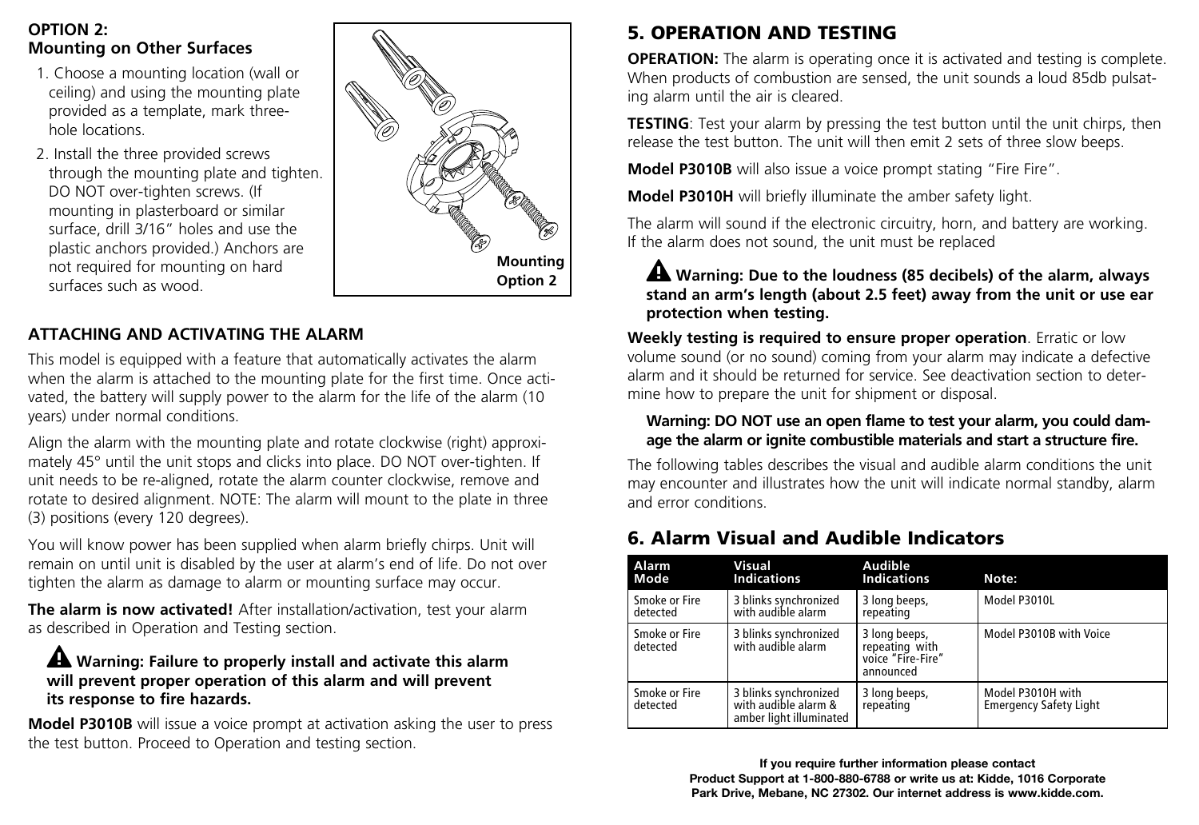**OPTION 2:**
**Mounting on Other Surfaces**

1. Choose a mounting location (wall or ceiling) and using the mounting plate provided as a template, mark three-hole locations.
2. Install the three provided screws through the mounting plate and tighten. DO NOT over-tighten screws. (If mounting in plasterboard or similar surface, drill 3/16" holes and use the plastic anchors provided.) Anchors are not required for mounting on hard surfaces such as wood.

**Mounting Option 2**

### ATTACHING AND ACTIVATING THE ALARM

This model is equipped with a feature that automatically activates the alarm when the alarm is attached to the mounting plate for the first time. Once activated, the battery will supply power to the alarm for the life of the alarm (10 years) under normal conditions.

Align the alarm with the mounting plate and rotate clockwise (right) approximately 45° until the unit stops and clicks into place. DO NOT over-tighten. If unit needs to be re-aligned, rotate the alarm counter clockwise, remove and rotate to desired alignment. NOTE: The alarm will mount to the plate in three (3) positions (every 120 degrees).

You will know power has been supplied when alarm briefly chirps. Unit will remain on until unit is disabled by the user at alarm's end of life. Do not over tighten the alarm as damage to alarm or mounting surface may occur.

**The alarm is now activated!** After installation/activation, test your alarm as described in Operation and Testing section.

**⚠ Warning: Failure to properly install and activate this alarm will prevent proper operation of this alarm and will prevent its response to fire hazards.**

**Model P3010B** will issue a voice prompt at activation asking the user to press the test button. Proceed to Operation and testing section.

## 5. OPERATION AND TESTING

**OPERATION:** The alarm is operating once it is activated and testing is complete. When products of combustion are sensed, the unit sounds a loud 85db pulsating alarm until the air is cleared.

**TESTING**: Test your alarm by pressing the test button until the unit chirps, then release the test button. The unit will then emit 2 sets of three slow beeps.

**Model P3010B** will also issue a voice prompt stating "Fire Fire".

**Model P3010H** will briefly illuminate the amber safety light.

The alarm will sound if the electronic circuitry, horn, and battery are working. If the alarm does not sound, the unit must be replaced

**⚠ Warning: Due to the loudness (85 decibels) of the alarm, always stand an arm's length (about 2.5 feet) away from the unit or use ear protection when testing.**

**Weekly testing is required to ensure proper operation**. Erratic or low volume sound (or no sound) coming from your alarm may indicate a defective alarm and it should be returned for service. See deactivation section to determine how to prepare the unit for shipment or disposal.

**Warning: DO NOT use an open flame to test your alarm, you could damage the alarm or ignite combustible materials and start a structure fire.**

The following tables describes the visual and audible alarm conditions the unit may encounter and illustrates how the unit will indicate normal standby, alarm and error conditions.

## 6. Alarm Visual and Audible Indicators

| Alarm Mode | Visual Indications | Audible Indications | Note: |
|---|---|---|---|
| Smoke or Fire detected | 3 blinks synchronized with audible alarm | 3 long beeps, repeating | Model P3010L |
| Smoke or Fire detected | 3 blinks synchronized with audible alarm | 3 long beeps, repeating with voice "Fire-Fire" announced | Model P3010B with Voice |
| Smoke or Fire detected | 3 blinks synchronized with audible alarm & amber light illuminated | 3 long beeps, repeating | Model P3010H with Emergency Safety Light |

**If you require further information please contact Product Support at 1-800-880-6788 or write us at: Kidde, 1016 Corporate Park Drive, Mebane, NC 27302. Our internet address is www.kidde.com.**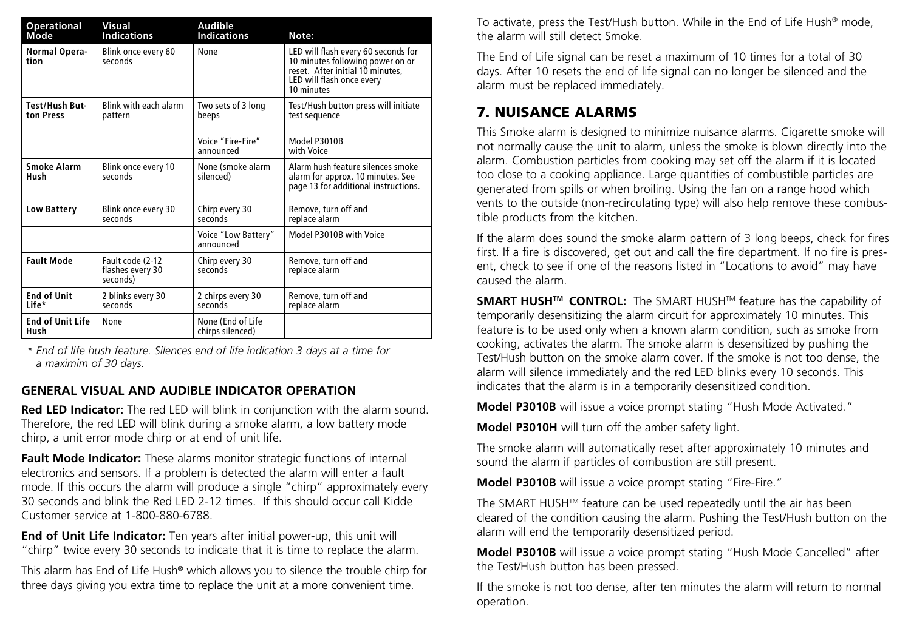| Operational Mode | Visual Indications | Audible Indications | Note: |
|---|---|---|---|
| **Normal Operation** | Blink once every 60 seconds | None | LED will flash every 60 seconds for 10 minutes following power on or reset. After initial 10 minutes, LED will flash once every 10 minutes |
| **Test/Hush Button Press** | Blink with each alarm pattern | Two sets of 3 long beeps | Test/Hush button press will initiate test sequence |
| | | Voice "Fire-Fire" announced | Model P3010B with Voice |
| **Smoke Alarm Hush** | Blink once every 10 seconds | None (smoke alarm silenced) | Alarm hush feature silences smoke alarm for approx. 10 minutes. See page 13 for additional instructions. |
| **Low Battery** | Blink once every 30 seconds | Chirp every 30 seconds | Remove, turn off and replace alarm |
| | | Voice "Low Battery" announced | Model P3010B with Voice |
| **Fault Mode** | Fault code (2-12 flashes every 30 seconds) | Chirp every 30 seconds | Remove, turn off and replace alarm |
| **End of Unit Life*** | 2 blinks every 30 seconds | 2 chirps every 30 seconds | Remove, turn off and replace alarm |
| **End of Unit Life Hush** | None | None (End of Life chirps silenced) | |

*\* End of life hush feature. Silences end of life indication 3 days at a time for a maximim of 30 days.*

### GENERAL VISUAL AND AUDIBLE INDICATOR OPERATION

**Red LED Indicator:** The red LED will blink in conjunction with the alarm sound. Therefore, the red LED will blink during a smoke alarm, a low battery mode chirp, a unit error mode chirp or at end of unit life.

**Fault Mode Indicator:** These alarms monitor strategic functions of internal electronics and sensors. If a problem is detected the alarm will enter a fault mode. If this occurs the alarm will produce a single "chirp" approximately every 30 seconds and blink the Red LED 2-12 times. If this should occur call Kidde Customer service at 1-800-880-6788.

**End of Unit Life Indicator:** Ten years after initial power-up, this unit will "chirp" twice every 30 seconds to indicate that it is time to replace the alarm.

This alarm has End of Life Hush® which allows you to silence the trouble chirp for three days giving you extra time to replace the unit at a more convenient time.

To activate, press the Test/Hush button. While in the End of Life Hush® mode, the alarm will still detect Smoke.

The End of Life signal can be reset a maximum of 10 times for a total of 30 days. After 10 resets the end of life signal can no longer be silenced and the alarm must be replaced immediately.

## 7. NUISANCE ALARMS

This Smoke alarm is designed to minimize nuisance alarms. Cigarette smoke will not normally cause the unit to alarm, unless the smoke is blown directly into the alarm. Combustion particles from cooking may set off the alarm if it is located too close to a cooking appliance. Large quantities of combustible particles are generated from spills or when broiling. Using the fan on a range hood which vents to the outside (non-recirculating type) will also help remove these combustible products from the kitchen.

If the alarm does sound the smoke alarm pattern of 3 long beeps, check for fires first. If a fire is discovered, get out and call the fire department. If no fire is present, check to see if one of the reasons listed in "Locations to avoid" may have caused the alarm.

**SMART HUSH™ CONTROL:** The SMART HUSH™ feature has the capability of temporarily desensitizing the alarm circuit for approximately 10 minutes. This feature is to be used only when a known alarm condition, such as smoke from cooking, activates the alarm. The smoke alarm is desensitized by pushing the Test/Hush button on the smoke alarm cover. If the smoke is not too dense, the alarm will silence immediately and the red LED blinks every 10 seconds. This indicates that the alarm is in a temporarily desensitized condition.

**Model P3010B** will issue a voice prompt stating "Hush Mode Activated."

**Model P3010H** will turn off the amber safety light.

The smoke alarm will automatically reset after approximately 10 minutes and sound the alarm if particles of combustion are still present.

**Model P3010B** will issue a voice prompt stating "Fire-Fire."

The SMART HUSH™ feature can be used repeatedly until the air has been cleared of the condition causing the alarm. Pushing the Test/Hush button on the alarm will end the temporarily desensitized period.

**Model P3010B** will issue a voice prompt stating "Hush Mode Cancelled" after the Test/Hush button has been pressed.

If the smoke is not too dense, after ten minutes the alarm will return to normal operation.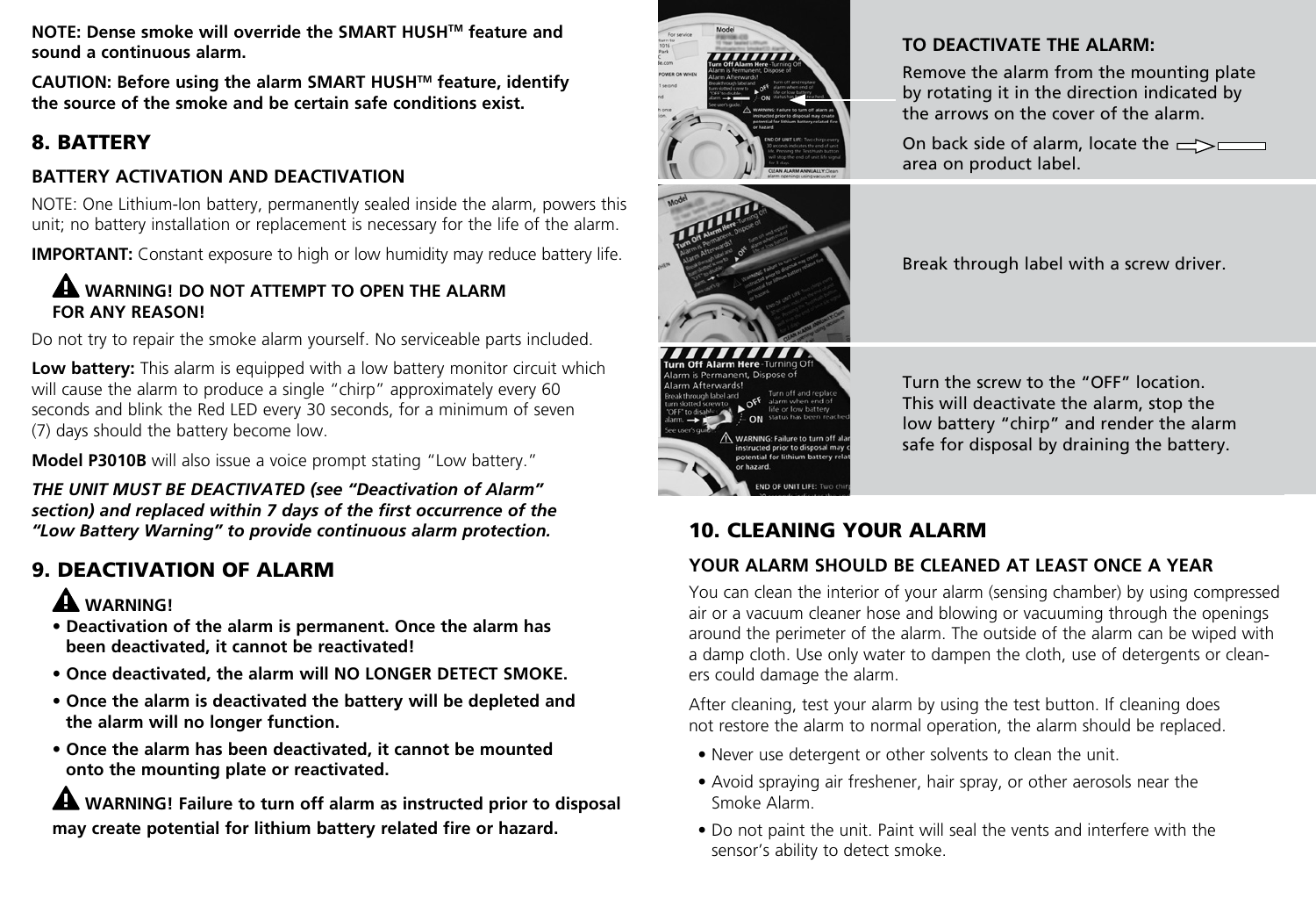**NOTE: Dense smoke will override the SMART HUSH™ feature and sound a continuous alarm.**

**CAUTION: Before using the alarm SMART HUSH™ feature, identify the source of the smoke and be certain safe conditions exist.**

## 8. BATTERY

### BATTERY ACTIVATION AND DEACTIVATION

NOTE: One Lithium-Ion battery, permanently sealed inside the alarm, powers this unit; no battery installation or replacement is necessary for the life of the alarm.

**IMPORTANT:** Constant exposure to high or low humidity may reduce battery life.

**⚠ WARNING! DO NOT ATTEMPT TO OPEN THE ALARM FOR ANY REASON!**

Do not try to repair the smoke alarm yourself. No serviceable parts included.

**Low battery:** This alarm is equipped with a low battery monitor circuit which will cause the alarm to produce a single "chirp" approximately every 60 seconds and blink the Red LED every 30 seconds, for a minimum of seven (7) days should the battery become low.

**Model P3010B** will also issue a voice prompt stating "Low battery."

***THE UNIT MUST BE DEACTIVATED (see "Deactivation of Alarm" section) and replaced within 7 days of the first occurrence of the "Low Battery Warning" to provide continuous alarm protection.***

## 9. DEACTIVATION OF ALARM

**⚠ WARNING!**

- **Deactivation of the alarm is permanent. Once the alarm has been deactivated, it cannot be reactivated!**
- **Once deactivated, the alarm will NO LONGER DETECT SMOKE.**
- **Once the alarm is deactivated the battery will be depleted and the alarm will no longer function.**
- **Once the alarm has been deactivated, it cannot be mounted onto the mounting plate or reactivated.**

**⚠ WARNING! Failure to turn off alarm as instructed prior to disposal may create potential for lithium battery related fire or hazard.**

**TO DEACTIVATE THE ALARM:**

Remove the alarm from the mounting plate by rotating it in the direction indicated by the arrows on the cover of the alarm.

On back side of alarm, locate the ⇨ area on product label.

Break through label with a screw driver.

Turn the screw to the "OFF" location. This will deactivate the alarm, stop the low battery "chirp" and render the alarm safe for disposal by draining the battery.

## 10. CLEANING YOUR ALARM

### YOUR ALARM SHOULD BE CLEANED AT LEAST ONCE A YEAR

You can clean the interior of your alarm (sensing chamber) by using compressed air or a vacuum cleaner hose and blowing or vacuuming through the openings around the perimeter of the alarm. The outside of the alarm can be wiped with a damp cloth. Use only water to dampen the cloth, use of detergents or cleaners could damage the alarm.

After cleaning, test your alarm by using the test button. If cleaning does not restore the alarm to normal operation, the alarm should be replaced.

- Never use detergent or other solvents to clean the unit.
- Avoid spraying air freshener, hair spray, or other aerosols near the Smoke Alarm.
- Do not paint the unit. Paint will seal the vents and interfere with the sensor's ability to detect smoke.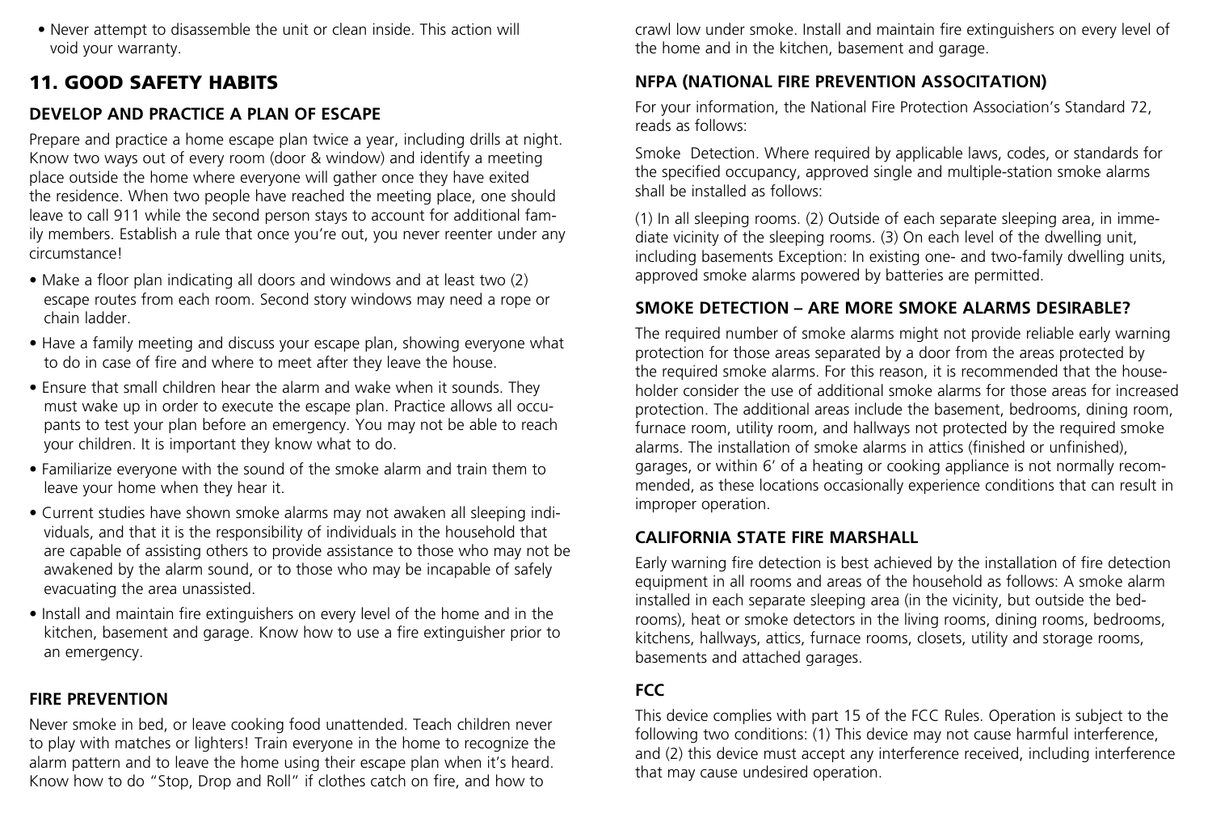- Never attempt to disassemble the unit or clean inside. This action will void your warranty.

## 11. GOOD SAFETY HABITS

### DEVELOP AND PRACTICE A PLAN OF ESCAPE

Prepare and practice a home escape plan twice a year, including drills at night. Know two ways out of every room (door & window) and identify a meeting place outside the home where everyone will gather once they have exited the residence. When two people have reached the meeting place, one should leave to call 911 while the second person stays to account for additional family members. Establish a rule that once you're out, you never reenter under any circumstance!

- Make a floor plan indicating all doors and windows and at least two (2) escape routes from each room. Second story windows may need a rope or chain ladder.
- Have a family meeting and discuss your escape plan, showing everyone what to do in case of fire and where to meet after they leave the house.
- Ensure that small children hear the alarm and wake when it sounds. They must wake up in order to execute the escape plan. Practice allows all occupants to test your plan before an emergency. You may not be able to reach your children. It is important they know what to do.
- Familiarize everyone with the sound of the smoke alarm and train them to leave your home when they hear it.
- Current studies have shown smoke alarms may not awaken all sleeping individuals, and that it is the responsibility of individuals in the household that are capable of assisting others to provide assistance to those who may not be awakened by the alarm sound, or to those who may be incapable of safely evacuating the area unassisted.
- Install and maintain fire extinguishers on every level of the home and in the kitchen, basement and garage. Know how to use a fire extinguisher prior to an emergency.

### FIRE PREVENTION

Never smoke in bed, or leave cooking food unattended. Teach children never to play with matches or lighters! Train everyone in the home to recognize the alarm pattern and to leave the home using their escape plan when it's heard. Know how to do "Stop, Drop and Roll" if clothes catch on fire, and how to crawl low under smoke. Install and maintain fire extinguishers on every level of the home and in the kitchen, basement and garage.

### NFPA (NATIONAL FIRE PREVENTION ASSOCITATION)

For your information, the National Fire Protection Association's Standard 72, reads as follows:

Smoke Detection. Where required by applicable laws, codes, or standards for the specified occupancy, approved single and multiple-station smoke alarms shall be installed as follows:

(1) In all sleeping rooms. (2) Outside of each separate sleeping area, in immediate vicinity of the sleeping rooms. (3) On each level of the dwelling unit, including basements Exception: In existing one- and two-family dwelling units, approved smoke alarms powered by batteries are permitted.

### SMOKE DETECTION – ARE MORE SMOKE ALARMS DESIRABLE?

The required number of smoke alarms might not provide reliable early warning protection for those areas separated by a door from the areas protected by the required smoke alarms. For this reason, it is recommended that the householder consider the use of additional smoke alarms for those areas for increased protection. The additional areas include the basement, bedrooms, dining room, furnace room, utility room, and hallways not protected by the required smoke alarms. The installation of smoke alarms in attics (finished or unfinished), garages, or within 6' of a heating or cooking appliance is not normally recommended, as these locations occasionally experience conditions that can result in improper operation.

### CALIFORNIA STATE FIRE MARSHALL

Early warning fire detection is best achieved by the installation of fire detection equipment in all rooms and areas of the household as follows: A smoke alarm installed in each separate sleeping area (in the vicinity, but outside the bedrooms), heat or smoke detectors in the living rooms, dining rooms, bedrooms, kitchens, hallways, attics, furnace rooms, closets, utility and storage rooms, basements and attached garages.

### FCC

This device complies with part 15 of the FCC Rules. Operation is subject to the following two conditions: (1) This device may not cause harmful interference, and (2) this device must accept any interference received, including interference that may cause undesired operation.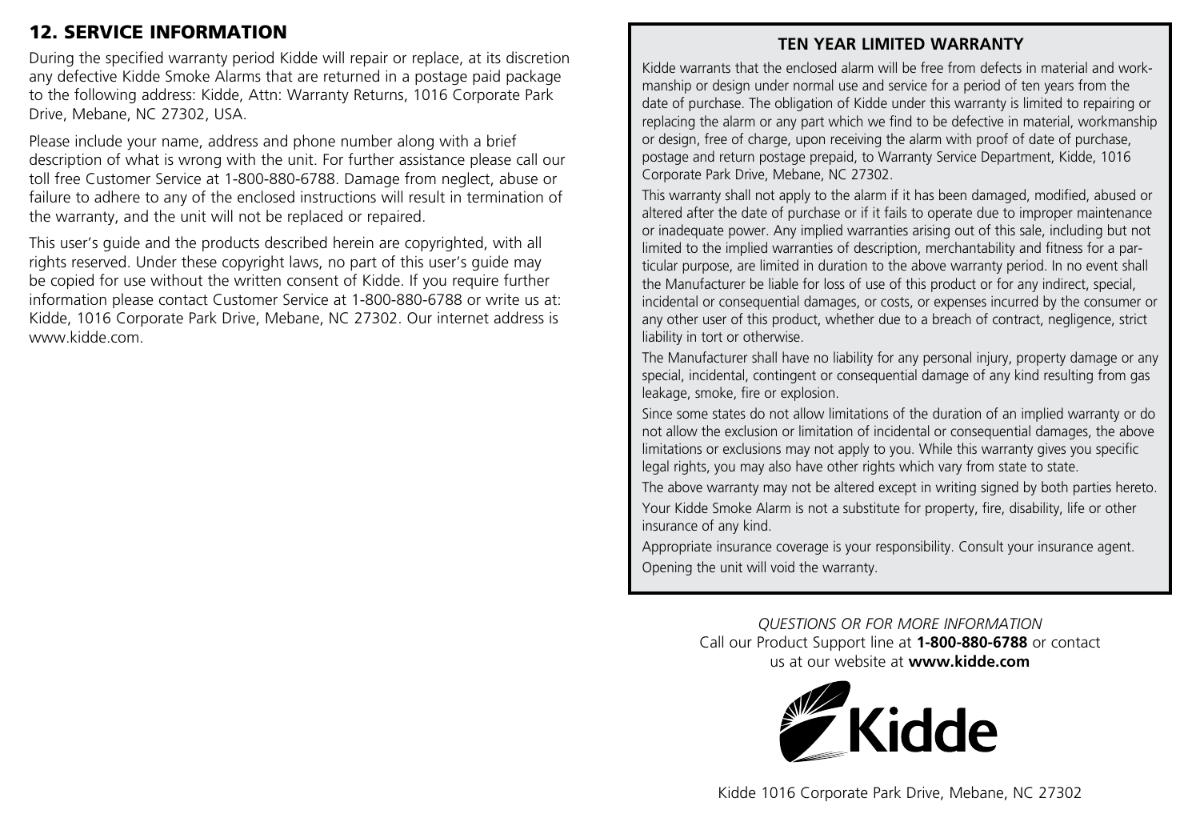## 12. SERVICE INFORMATION

During the specified warranty period Kidde will repair or replace, at its discretion any defective Kidde Smoke Alarms that are returned in a postage paid package to the following address: Kidde, Attn: Warranty Returns, 1016 Corporate Park Drive, Mebane, NC 27302, USA.

Please include your name, address and phone number along with a brief description of what is wrong with the unit. For further assistance please call our toll free Customer Service at 1-800-880-6788. Damage from neglect, abuse or failure to adhere to any of the enclosed instructions will result in termination of the warranty, and the unit will not be replaced or repaired.

This user's guide and the products described herein are copyrighted, with all rights reserved. Under these copyright laws, no part of this user's guide may be copied for use without the written consent of Kidde. If you require further information please contact Customer Service at 1-800-880-6788 or write us at: Kidde, 1016 Corporate Park Drive, Mebane, NC 27302. Our internet address is www.kidde.com.

### TEN YEAR LIMITED WARRANTY

Kidde warrants that the enclosed alarm will be free from defects in material and workmanship or design under normal use and service for a period of ten years from the date of purchase. The obligation of Kidde under this warranty is limited to repairing or replacing the alarm or any part which we find to be defective in material, workmanship or design, free of charge, upon receiving the alarm with proof of date of purchase, postage and return postage prepaid, to Warranty Service Department, Kidde, 1016 Corporate Park Drive, Mebane, NC 27302.

This warranty shall not apply to the alarm if it has been damaged, modified, abused or altered after the date of purchase or if it fails to operate due to improper maintenance or inadequate power. Any implied warranties arising out of this sale, including but not limited to the implied warranties of description, merchantability and fitness for a particular purpose, are limited in duration to the above warranty period. In no event shall the Manufacturer be liable for loss of use of this product or for any indirect, special, incidental or consequential damages, or costs, or expenses incurred by the consumer or any other user of this product, whether due to a breach of contract, negligence, strict liability in tort or otherwise.

The Manufacturer shall have no liability for any personal injury, property damage or any special, incidental, contingent or consequential damage of any kind resulting from gas leakage, smoke, fire or explosion.

Since some states do not allow limitations of the duration of an implied warranty or do not allow the exclusion or limitation of incidental or consequential damages, the above limitations or exclusions may not apply to you. While this warranty gives you specific legal rights, you may also have other rights which vary from state to state.

The above warranty may not be altered except in writing signed by both parties hereto.

Your Kidde Smoke Alarm is not a substitute for property, fire, disability, life or other insurance of any kind.

Appropriate insurance coverage is your responsibility. Consult your insurance agent.

Opening the unit will void the warranty.

*QUESTIONS OR FOR MORE INFORMATION*
Call our Product Support line at **1-800-880-6788** or contact us at our website at **www.kidde.com**

Kidde

Kidde 1016 Corporate Park Drive, Mebane, NC 27302